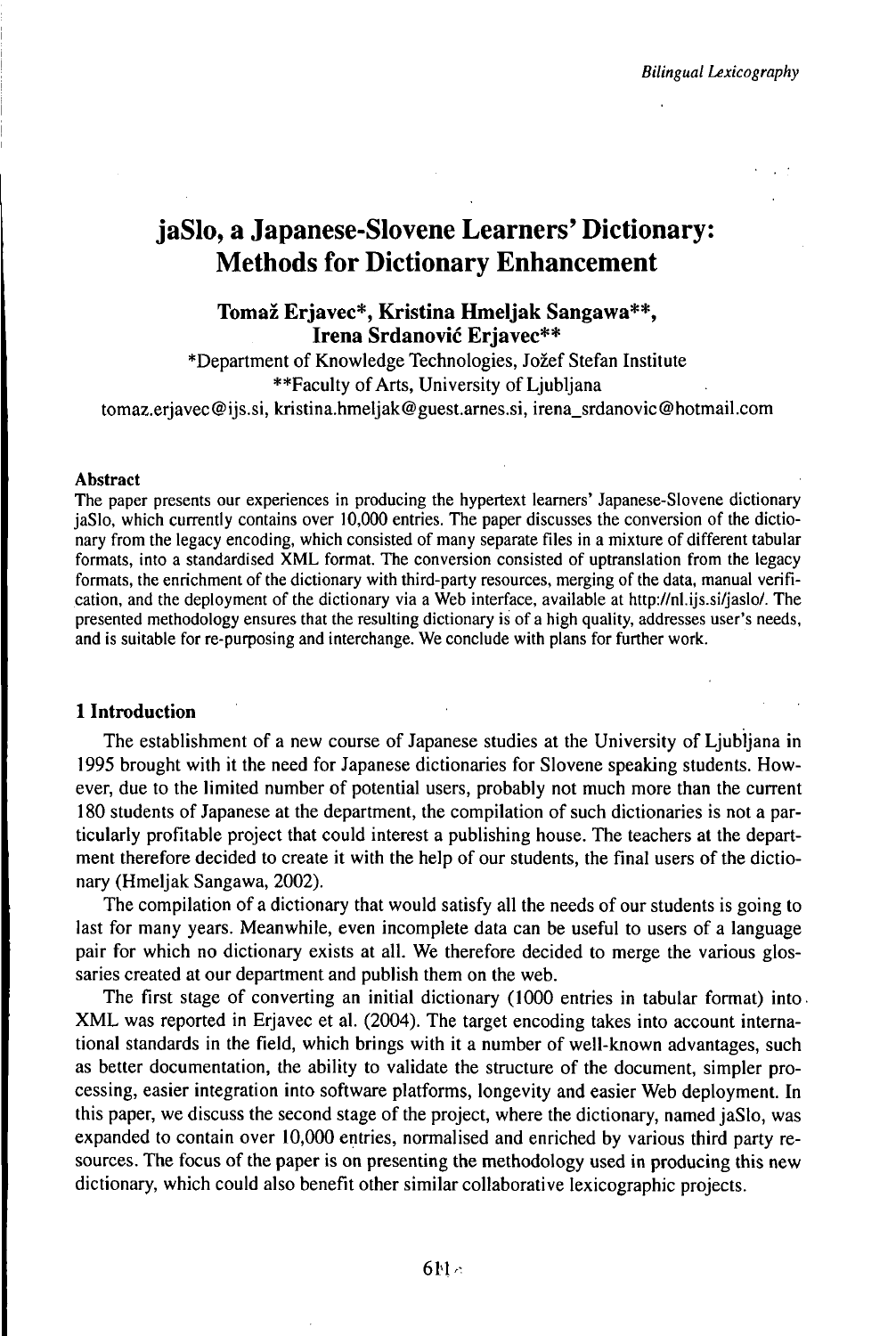# jaSlo, a Japanese-Slovene Learners' Dictionary: Methods for Dictionary Enhancement

**Tomaž Erjavec\*, Kristina Hmeljak Sangawa\*\*, Irena Srdanović Erjavec\*\***

\*Department of Knowledge Technologies, Jožef Stefan Institute

\*\*Faculty of Arts, University of Ljubljana

tomaz.erjavec@ijs.si, kristina.hmeljak@guest.arnes.si, irena_srdanovic@hotmail.com

### Abstract

The paper presents our experiences in producing the hypertext learners' Japanese-Slovene dictionary jaSlo, which currently contains over 10,000 entries. The paper discusses the conversion of the dictionary from the legacy encoding, which consisted of many separate files in a mixture of different tabular formats, into a standardised XML format. The conversion consisted of uptranslation from the legacy formats, the enrichment of the dictionary with third-party resources, merging of the data, manual verification, and the deployment of the dictionary via a Web interface, available at http://nl.ijs.si/jaslo/. The presented methodology ensures that the resulting dictionary is of a high quality, addresses user's needs, and is suitable for re-purposing and interchange. We conclude with plans for further work.

## 1 Introduction

The establishment of a new course of Japanese studies at the University of Ljubljana in 1995 brought with it the need for Japanese dictionaries for Slovene speaking students. However, due to the limited number of potential users, probably not much more than the current 180 students of Japanese at the department, the compilation of such dictionaries is not a particularly profitable project that could interest a publishing house. The teachers at the department therefore decided to create it with the help of our students, the final users of the dictionary (Hmeljak Sangawa, 2002).

The compilation of a dictionary that would satisfy all the needs of our students is going to last for many years. Meanwhile, even incomplete data can be useful to users of a language pair for which no dictionary exists at all. We therefore decided to merge the various glossaries created at our department and publish them on the web.

The first stage of converting an initial dictionary (1000 entries in tabular format) into XML was reported in Erjavec et al. (2004). The target encoding takes into account international standards in the field, which brings with it a number of well-known advantages, such as better documentation, the ability to validate the structure of the document, simpler processing, easier integration into software platforms, longevity and easier Web deployment. In this paper, we discuss the second stage of the project, where the dictionary, named jaSlo, was expanded to contain over 10,000 entries, normalised and enriched by various third party resources. The focus of the paper is on presenting the methodology used in producing this new dictionary, which could also benefit other similar collaborative lexicographic projects.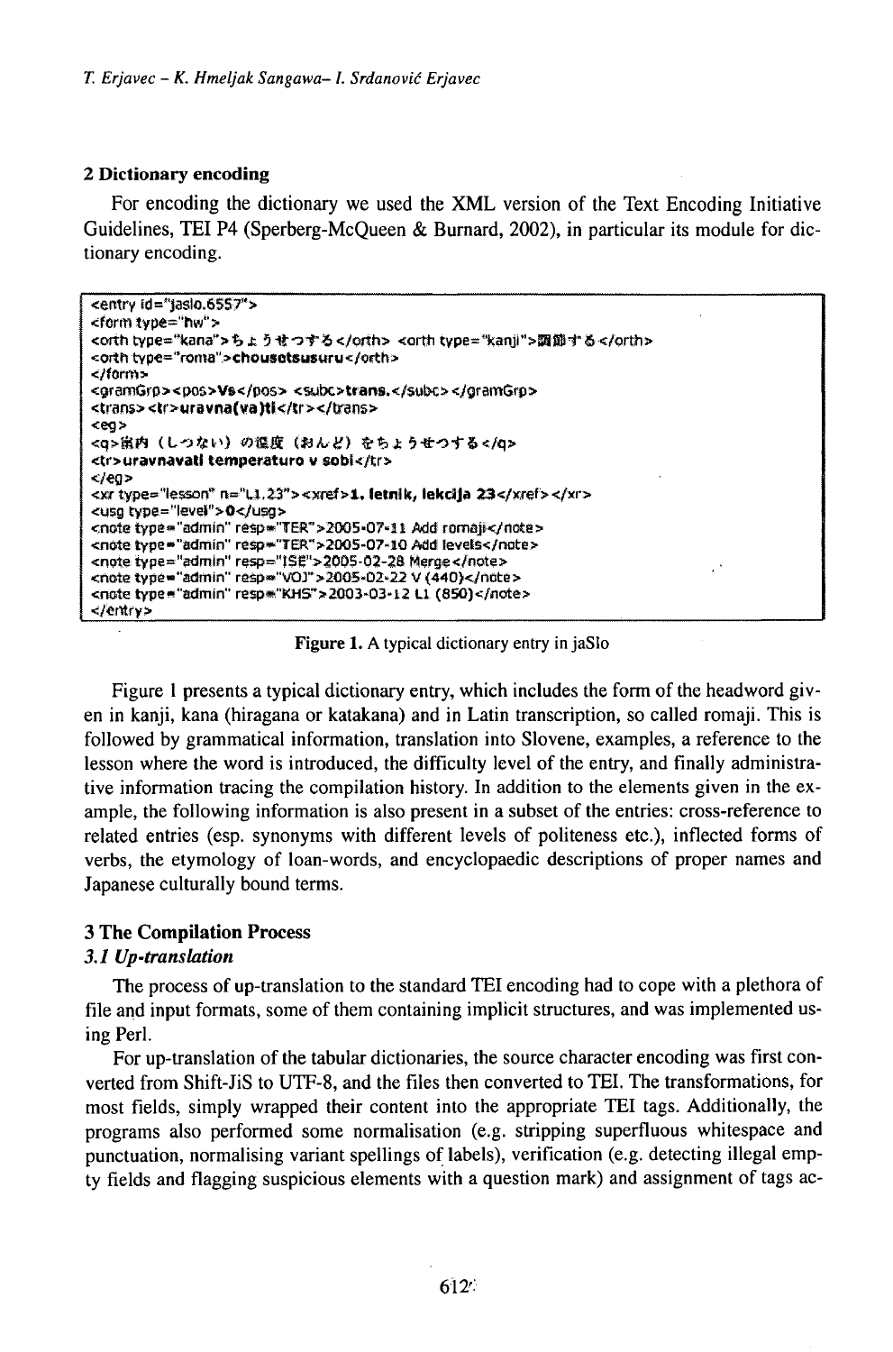## 2 Dictionary encoding

For encoding the dictionary we used the XML version of the Text Encoding Initiative Guidelines, TEI P4 (Sperberg-McQueen & Burnard, 2002), in particular its module for dictionary encoding.

```
<entry id="jaslo.6557">
<form type="hw">
<orth type="kana">ちょうせつする</orth> <orth type="kanji">調節する</orth>
<orth type="roma">chousetsusuru</orth>
</form>
<gramGrp><pos>Vs</pos> <subc>trans.</subc></gramGrp>
<trans><tr>uravna(va)ti</tr></trans>
<eg>
<q>室内（しつない）の温度（おんど）をちょうせつする</q>
<tr>uravnavati temperaturo v sobi</tr>
</eg>
<xr type="lesson" n="L1.23"><xref>1. letnik, lekcija 23</xref></xr>
<usg type="level">0</usg>
<note type="admin" resp="TER">2005-07-11 Add romaji</note>
<note type="admin" resp="TER">2005-07-10 Add levels</note>
<note type="admin" resp="ISE">2005-02-28 Merge</note>
<note type="admin" resp="VOJ">2005-02-22 V (440)</note>
<note type="admin" resp="KHS">2003-03-12 L1 (850)</note>
</entry>
```

**Figure 1.** A typical dictionary entry in jaSlo

Figure 1 presents a typical dictionary entry, which includes the form of the headword given in kanji, kana (hiragana or katakana) and in Latin transcription, so called romaji. This is followed by grammatical information, translation into Slovene, examples, a reference to the lesson where the word is introduced, the difficulty level of the entry, and finally administrative information tracing the compilation history. In addition to the elements given in the example, the following information is also present in a subset of the entries: cross-reference to related entries (esp. synonyms with different levels of politeness etc.), inflected forms of verbs, the etymology of loan-words, and encyclopaedic descriptions of proper names and Japanese culturally bound terms.

## 3 The Compilation Process

### *3.1 Up-translation*

The process of up-translation to the standard TEI encoding had to cope with a plethora of file and input formats, some of them containing implicit structures, and was implemented using Perl.

For up-translation of the tabular dictionaries, the source character encoding was first converted from Shift-JiS to UTF-8, and the files then converted to TEI. The transformations, for most fields, simply wrapped their content into the appropriate TEI tags. Additionally, the programs also performed some normalisation (e.g. stripping superfluous whitespace and punctuation, normalising variant spellings of labels), verification (e.g. detecting illegal empty fields and flagging suspicious elements with a question mark) and assignment of tags ac-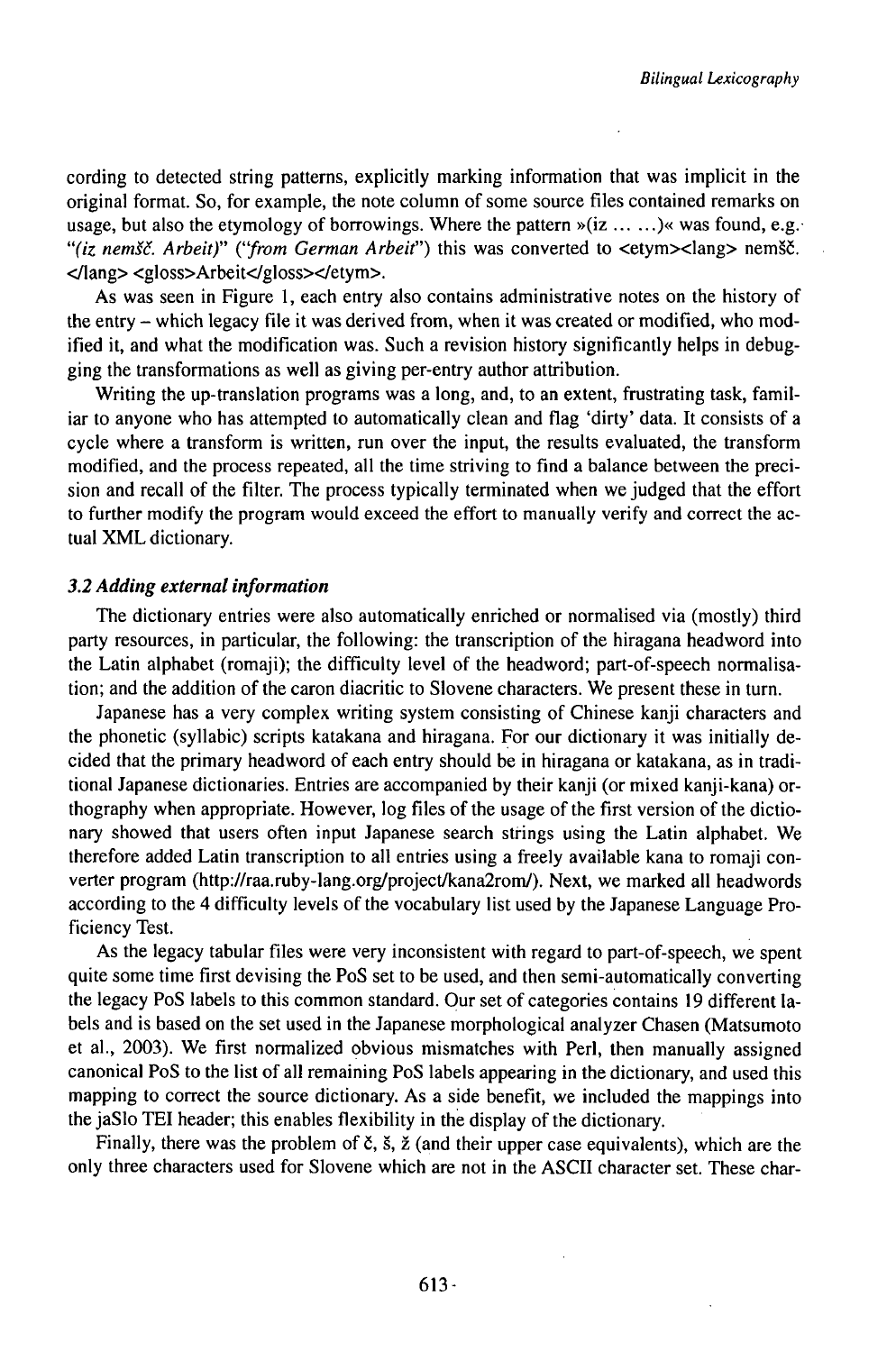cording to detected string patterns, explicitly marking information that was implicit in the original format. So, for example, the note column of some source files contained remarks on usage, but also the etymology of borrowings. Where the pattern »(iz ... ...)« was found, e.g. *"(iz nemšč. Arbeit)"* (*"from German Arbeit"*) this was converted to <etym><lang> nemšč. </lang> <gloss>Arbeit</gloss></etym>.

As was seen in Figure 1, each entry also contains administrative notes on the history of the entry – which legacy file it was derived from, when it was created or modified, who modified it, and what the modification was. Such a revision history significantly helps in debugging the transformations as well as giving per-entry author attribution.

Writing the up-translation programs was a long, and, to an extent, frustrating task, familiar to anyone who has attempted to automatically clean and flag 'dirty' data. It consists of a cycle where a transform is written, run over the input, the results evaluated, the transform modified, and the process repeated, all the time striving to find a balance between the precision and recall of the filter. The process typically terminated when we judged that the effort to further modify the program would exceed the effort to manually verify and correct the actual XML dictionary.

### *3.2 Adding external information*

The dictionary entries were also automatically enriched or normalised via (mostly) third party resources, in particular, the following: the transcription of the hiragana headword into the Latin alphabet (romaji); the difficulty level of the headword; part-of-speech normalisation; and the addition of the caron diacritic to Slovene characters. We present these in turn.

Japanese has a very complex writing system consisting of Chinese kanji characters and the phonetic (syllabic) scripts katakana and hiragana. For our dictionary it was initially decided that the primary headword of each entry should be in hiragana or katakana, as in traditional Japanese dictionaries. Entries are accompanied by their kanji (or mixed kanji-kana) orthography when appropriate. However, log files of the usage of the first version of the dictionary showed that users often input Japanese search strings using the Latin alphabet. We therefore added Latin transcription to all entries using a freely available kana to romaji converter program (http://raa.ruby-lang.org/project/kana2rom/). Next, we marked all headwords according to the 4 difficulty levels of the vocabulary list used by the Japanese Language Proficiency Test.

As the legacy tabular files were very inconsistent with regard to part-of-speech, we spent quite some time first devising the PoS set to be used, and then semi-automatically converting the legacy PoS labels to this common standard. Our set of categories contains 19 different labels and is based on the set used in the Japanese morphological analyzer Chasen (Matsumoto et al., 2003). We first normalized obvious mismatches with Perl, then manually assigned canonical PoS to the list of all remaining PoS labels appearing in the dictionary, and used this mapping to correct the source dictionary. As a side benefit, we included the mappings into the jaSlo TEI header; this enables flexibility in the display of the dictionary.

Finally, there was the problem of č, š, ž (and their upper case equivalents), which are the only three characters used for Slovene which are not in the ASCII character set. These char-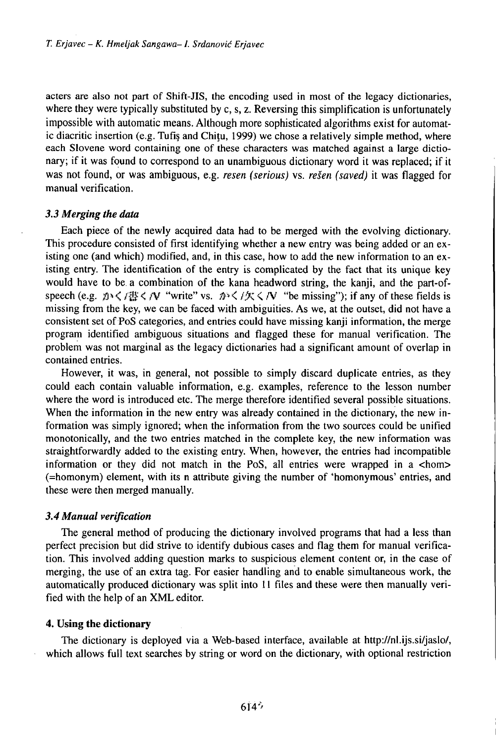acters are also not part of Shift-JIS, the encoding used in most of the legacy dictionaries, where they were typically substituted by c, s, z. Reversing this simplification is unfortunately impossible with automatic means. Although more sophisticated algorithms exist for automatic diacritic insertion (e.g. Tufiş and Chiţu, 1999) we chose a relatively simple method, where each Slovene word containing one of these characters was matched against a large dictionary; if it was found to correspond to an unambiguous dictionary word it was replaced; if it was not found, or was ambiguous, e.g. *resen (serious)* vs. *rešen (saved)* it was flagged for manual verification.

### 3.3 Merging the data

Each piece of the newly acquired data had to be merged with the evolving dictionary. This procedure consisted of first identifying whether a new entry was being added or an existing one (and which) modified, and, in this case, how to add the new information to an existing entry. The identification of the entry is complicated by the fact that its unique key would have to be a combination of the kana headword string, the kanji, and the part-of-speech (e.g. かく/書く/V "write" vs. かく/欠く/V "be missing"); if any of these fields is missing from the key, we can be faced with ambiguities. As we, at the outset, did not have a consistent set of PoS categories, and entries could have missing kanji information, the merge program identified ambiguous situations and flagged these for manual verification. The problem was not marginal as the legacy dictionaries had a significant amount of overlap in contained entries.

However, it was, in general, not possible to simply discard duplicate entries, as they could each contain valuable information, e.g. examples, reference to the lesson number where the word is introduced etc. The merge therefore identified several possible situations. When the information in the new entry was already contained in the dictionary, the new information was simply ignored; when the information from the two sources could be unified monotonically, and the two entries matched in the complete key, the new information was straightforwardly added to the existing entry. When, however, the entries had incompatible information or they did not match in the PoS, all entries were wrapped in a <hom> (=homonym) element, with its n attribute giving the number of 'homonymous' entries, and these were then merged manually.

### 3.4 Manual verification

The general method of producing the dictionary involved programs that had a less than perfect precision but did strive to identify dubious cases and flag them for manual verification. This involved adding question marks to suspicious element content or, in the case of merging, the use of an extra tag. For easier handling and to enable simultaneous work, the automatically produced dictionary was split into 11 files and these were then manually verified with the help of an XML editor.

## 4. Using the dictionary

The dictionary is deployed via a Web-based interface, available at http://nl.ijs.si/jaslo/, which allows full text searches by string or word on the dictionary, with optional restriction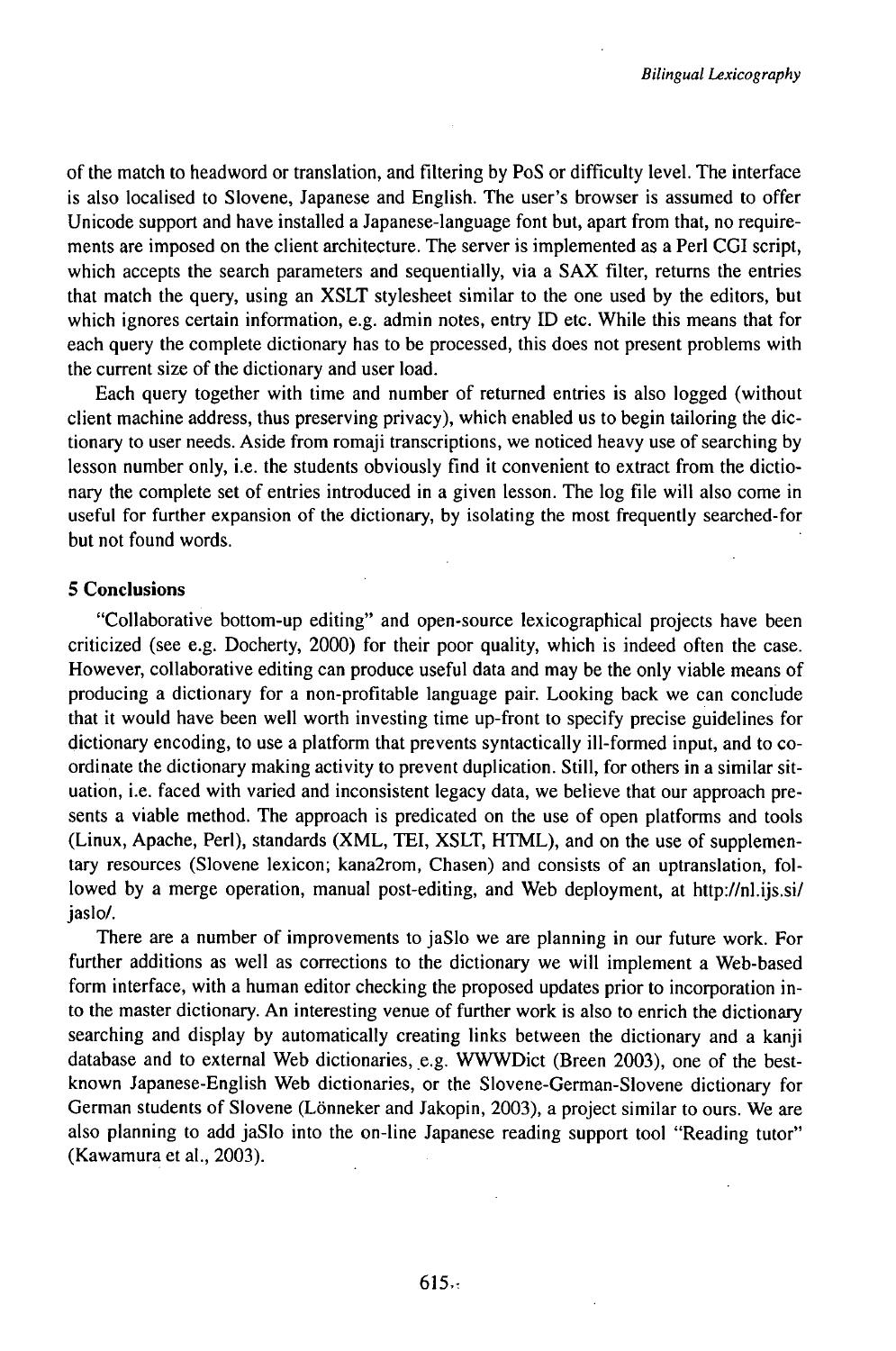of the match to headword or translation, and filtering by PoS or difficulty level. The interface is also localised to Slovene, Japanese and English. The user's browser is assumed to offer Unicode support and have installed a Japanese-language font but, apart from that, no requirements are imposed on the client architecture. The server is implemented as a Perl CGI script, which accepts the search parameters and sequentially, via a SAX filter, returns the entries that match the query, using an XSLT stylesheet similar to the one used by the editors, but which ignores certain information, e.g. admin notes, entry ID etc. While this means that for each query the complete dictionary has to be processed, this does not present problems with the current size of the dictionary and user load.

Each query together with time and number of returned entries is also logged (without client machine address, thus preserving privacy), which enabled us to begin tailoring the dictionary to user needs. Aside from romaji transcriptions, we noticed heavy use of searching by lesson number only, i.e. the students obviously find it convenient to extract from the dictionary the complete set of entries introduced in a given lesson. The log file will also come in useful for further expansion of the dictionary, by isolating the most frequently searched-for but not found words.

## 5 Conclusions

"Collaborative bottom-up editing" and open-source lexicographical projects have been criticized (see e.g. Docherty, 2000) for their poor quality, which is indeed often the case. However, collaborative editing can produce useful data and may be the only viable means of producing a dictionary for a non-profitable language pair. Looking back we can conclude that it would have been well worth investing time up-front to specify precise guidelines for dictionary encoding, to use a platform that prevents syntactically ill-formed input, and to coordinate the dictionary making activity to prevent duplication. Still, for others in a similar situation, i.e. faced with varied and inconsistent legacy data, we believe that our approach presents a viable method. The approach is predicated on the use of open platforms and tools (Linux, Apache, Perl), standards (XML, TEI, XSLT, HTML), and on the use of supplementary resources (Slovene lexicon; kana2rom, Chasen) and consists of an uptranslation, followed by a merge operation, manual post-editing, and Web deployment, at http://nl.ijs.si/jaslo/.

There are a number of improvements to jaSlo we are planning in our future work. For further additions as well as corrections to the dictionary we will implement a Web-based form interface, with a human editor checking the proposed updates prior to incorporation into the master dictionary. An interesting venue of further work is also to enrich the dictionary searching and display by automatically creating links between the dictionary and a kanji database and to external Web dictionaries, e.g. WWWDict (Breen 2003), one of the best-known Japanese-English Web dictionaries, or the Slovene-German-Slovene dictionary for German students of Slovene (Lönneker and Jakopin, 2003), a project similar to ours. We are also planning to add jaSlo into the on-line Japanese reading support tool "Reading tutor" (Kawamura et al., 2003).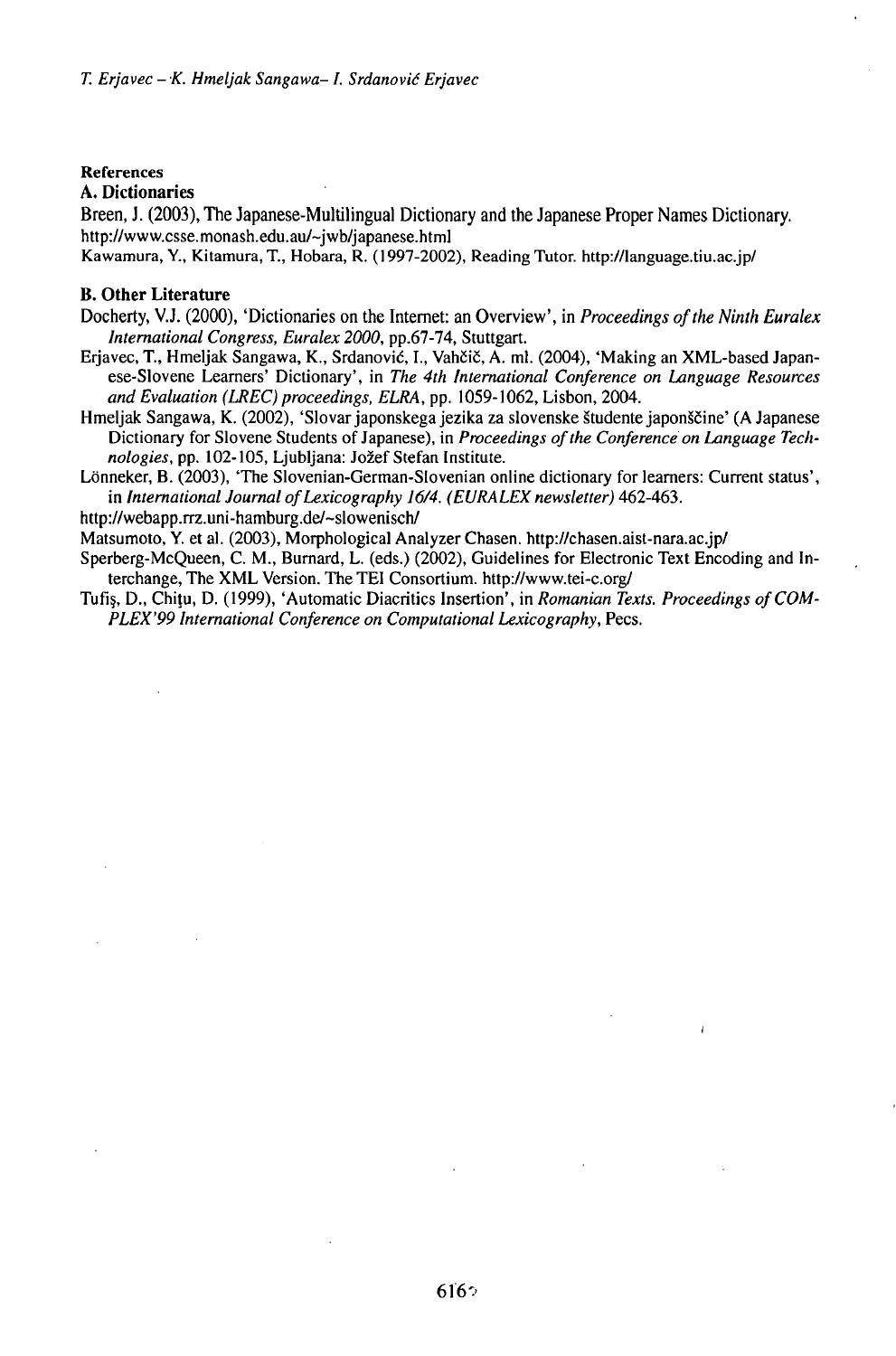**References**

**A. Dictionaries**

Breen, J. (2003), The Japanese-Multilingual Dictionary and the Japanese Proper Names Dictionary. http://www.csse.monash.edu.au/~jwb/japanese.html

Kawamura, Y., Kitamura, T., Hobara, R. (1997-2002), Reading Tutor. http://language.tiu.ac.jp/

**B. Other Literature**

Docherty, V.J. (2000), 'Dictionaries on the Internet: an Overview', in *Proceedings of the Ninth Euralex International Congress, Euralex 2000*, pp.67-74, Stuttgart.

Erjavec, T., Hmeljak Sangawa, K., Srdanović, I., Vahčič, A. ml. (2004), 'Making an XML-based Japanese-Slovene Learners' Dictionary', in *The 4th International Conference on Language Resources and Evaluation (LREC) proceedings, ELRA*, pp. 1059-1062, Lisbon, 2004.

Hmeljak Sangawa, K. (2002), 'Slovar japonskega jezika za slovenske študente japonščine' (A Japanese Dictionary for Slovene Students of Japanese), in *Proceedings of the Conference on Language Technologies*, pp. 102-105, Ljubljana: Jožef Stefan Institute.

Lönneker, B. (2003), 'The Slovenian-German-Slovenian online dictionary for learners: Current status', in *International Journal of Lexicography 16/4. (EURALEX newsletter)* 462-463.

http://webapp.rrz.uni-hamburg.de/~slowenisch/

Matsumoto, Y. et al. (2003), Morphological Analyzer Chasen. http://chasen.aist-nara.ac.jp/

Sperberg-McQueen, C. M., Burnard, L. (eds.) (2002), Guidelines for Electronic Text Encoding and Interchange, The XML Version. The TEI Consortium. http://www.tei-c.org/

Tufiş, D., Chiţu, D. (1999), 'Automatic Diacritics Insertion', in *Romanian Texts. Proceedings of COMPLEX'99 International Conference on Computational Lexicography*, Pecs.